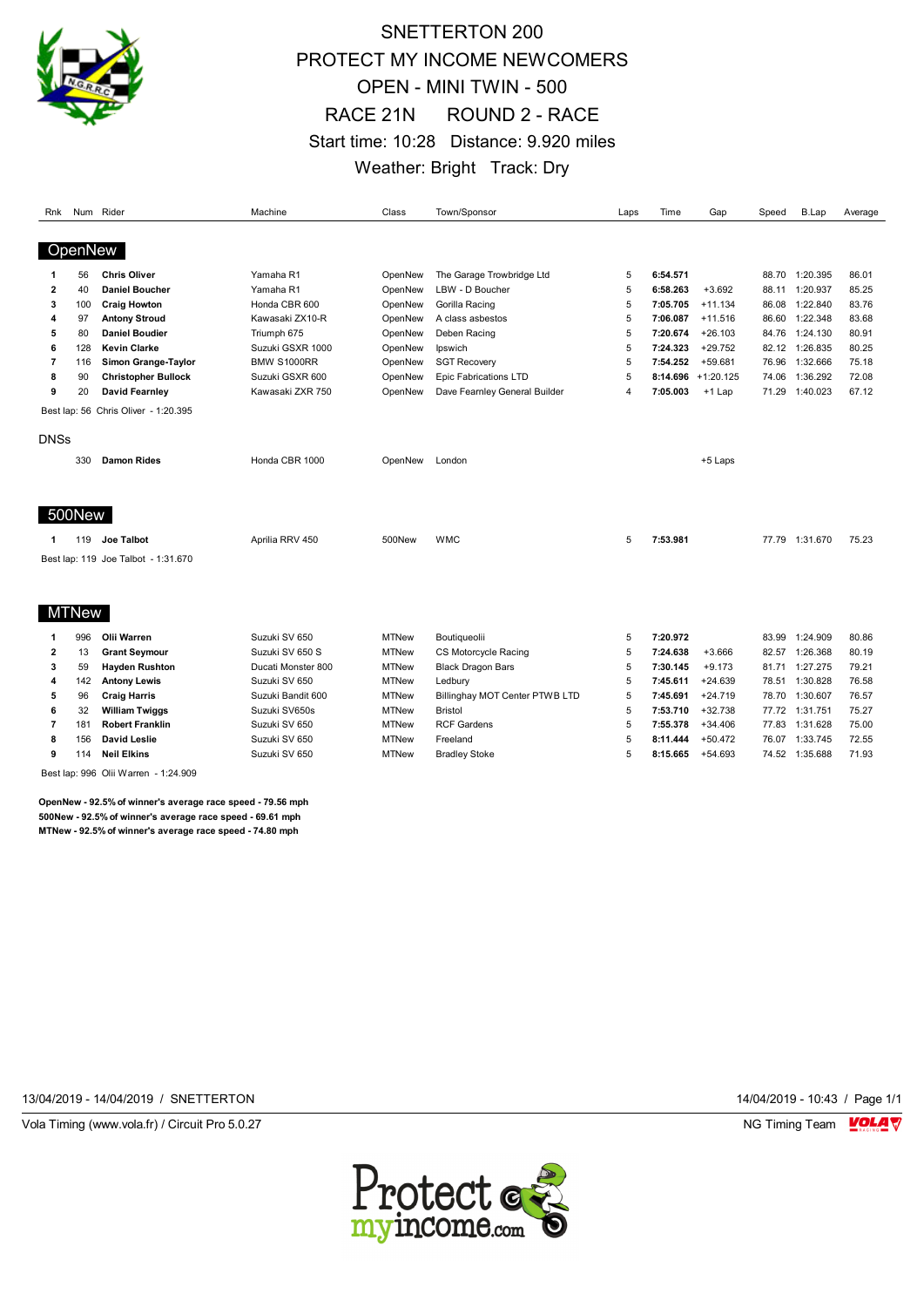# SNETTERTON 200

## PROTECT MY INCOME NEWCOMERS

## OPEN - MINI TWIN - 500

## RACE 21N ROUND 2 - RACE

Start time: 10:28 Distance: 9.920 miles

Weather: Bright Track: Dry

| Rnk | Num | Rider | Machine | Class | Town/Sponsor | Laps | Time | Gap | Speed | B.Lap | Average |
|---|---|---|---|---|---|---|---|---|---|---|---|
| **OpenNew** | | | | | | | | | | | |
| 1 | 56 | **Chris Oliver** | Yamaha R1 | OpenNew | The Garage Trowbridge Ltd | 5 | **6:54.571** | | 88.70 | 1:20.395 | 86.01 |
| 2 | 40 | **Daniel Boucher** | Yamaha R1 | OpenNew | LBW - D Boucher | 5 | **6:58.263** | +3.692 | 88.11 | 1:20.937 | 85.25 |
| 3 | 100 | **Craig Howton** | Honda CBR 600 | OpenNew | Gorilla Racing | 5 | **7:05.705** | +11.134 | 86.08 | 1:22.840 | 83.76 |
| 4 | 97 | **Antony Stroud** | Kawasaki ZX10-R | OpenNew | A class asbestos | 5 | **7:06.087** | +11.516 | 86.60 | 1:22.348 | 83.68 |
| 5 | 80 | **Daniel Boudier** | Triumph 675 | OpenNew | Deben Racing | 5 | **7:20.674** | +26.103 | 84.76 | 1:24.130 | 80.91 |
| 6 | 128 | **Kevin Clarke** | Suzuki GSXR 1000 | OpenNew | Ipswich | 5 | **7:24.323** | +29.752 | 82.12 | 1:26.835 | 80.25 |
| 7 | 116 | **Simon Grange-Taylor** | BMW S1000RR | OpenNew | SGT Recovery | 5 | **7:54.252** | +59.681 | 76.96 | 1:32.666 | 75.18 |
| 8 | 90 | **Christopher Bullock** | Suzuki GSXR 600 | OpenNew | Epic Fabrications LTD | 5 | **8:14.696** | +1:20.125 | 74.06 | 1:36.292 | 72.08 |
| 9 | 20 | **David Fearnley** | Kawasaki ZXR 750 | OpenNew | Dave Fearnley General Builder | 4 | **7:05.003** | +1 Lap | 71.29 | 1:40.023 | 67.12 |

Best lap: 56 Chris Oliver - 1:20.395

**DNSs**

| Rnk | Num | Rider | Machine | Class | Town/Sponsor | Laps | Time | Gap | Speed | B.Lap | Average |
|---|---|---|---|---|---|---|---|---|---|---|---|
| | 330 | **Damon Rides** | Honda CBR 1000 | OpenNew | London | | | +5 Laps | | | |

**500New**

| Rnk | Num | Rider | Machine | Class | Town/Sponsor | Laps | Time | Gap | Speed | B.Lap | Average |
|---|---|---|---|---|---|---|---|---|---|---|---|
| 1 | 119 | **Joe Talbot** | Aprilia RRV 450 | 500New | WMC | 5 | **7:53.981** | | 77.79 | 1:31.670 | 75.23 |

Best lap: 119 Joe Talbot - 1:31.670

**MTNew**

| Rnk | Num | Rider | Machine | Class | Town/Sponsor | Laps | Time | Gap | Speed | B.Lap | Average |
|---|---|---|---|---|---|---|---|---|---|---|---|
| 1 | 996 | **Olii Warren** | Suzuki SV 650 | MTNew | Boutiqueolii | 5 | **7:20.972** | | 83.99 | 1:24.909 | 80.86 |
| 2 | 13 | **Grant Seymour** | Suzuki SV 650 S | MTNew | CS Motorcycle Racing | 5 | **7:24.638** | +3.666 | 82.57 | 1:26.368 | 80.19 |
| 3 | 59 | **Hayden Rushton** | Ducati Monster 800 | MTNew | Black Dragon Bars | 5 | **7:30.145** | +9.173 | 81.71 | 1:27.275 | 79.21 |
| 4 | 142 | **Antony Lewis** | Suzuki SV 650 | MTNew | Ledbury | 5 | **7:45.611** | +24.639 | 78.51 | 1:30.828 | 76.58 |
| 5 | 96 | **Craig Harris** | Suzuki Bandit 600 | MTNew | Billinghay MOT Center PTWB LTD | 5 | **7:45.691** | +24.719 | 78.70 | 1:30.607 | 76.57 |
| 6 | 32 | **William Twiggs** | Suzuki SV650s | MTNew | Bristol | 5 | **7:53.710** | +32.738 | 77.72 | 1:31.751 | 75.27 |
| 7 | 181 | **Robert Franklin** | Suzuki SV 650 | MTNew | RCF Gardens | 5 | **7:55.378** | +34.406 | 77.83 | 1:31.628 | 75.00 |
| 8 | 156 | **David Leslie** | Suzuki SV 650 | MTNew | Freeland | 5 | **8:11.444** | +50.472 | 76.07 | 1:33.745 | 72.55 |
| 9 | 114 | **Neil Elkins** | Suzuki SV 650 | MTNew | Bradley Stoke | 5 | **8:15.665** | +54.693 | 74.52 | 1:35.688 | 71.93 |

Best lap: 996 Olii Warren - 1:24.909

**OpenNew - 92.5% of winner's average race speed - 79.56 mph**
**500New - 92.5% of winner's average race speed - 69.61 mph**
**MTNew - 92.5% of winner's average race speed - 74.80 mph**

13/04/2019 - 14/04/2019 / SNETTERTON 14/04/2019 - 10:43

Vola Timing (www.vola.fr) / Circuit Pro 5.0.27 NG Timing Team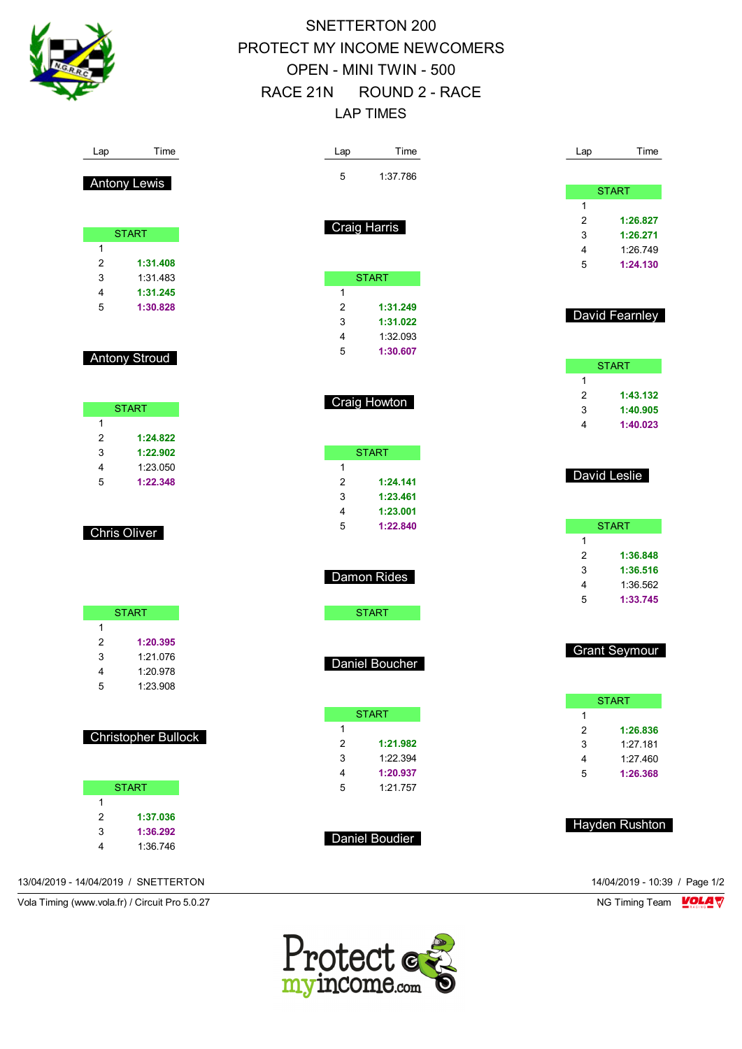# SNETTERTON 200
# PROTECT MY INCOME NEWCOMERS
# OPEN - MINI TWIN - 500
# RACE 21N ROUND 2 - RACE
# LAP TIMES

## Antony Lewis

| Lap | Time |
|---|---|
| START | |
| 1 | |
| 2 | **1:31.408** |
| 3 | 1:31.483 |
| 4 | **1:31.245** |
| 5 | **1:30.828** |

## Antony Stroud

| Lap | Time |
|---|---|
| START | |
| 1 | |
| 2 | **1:24.822** |
| 3 | **1:22.902** |
| 4 | 1:23.050 |
| 5 | **1:22.348** |

## Chris Oliver

| Lap | Time |
|---|---|
| START | |
| 1 | |
| 2 | **1:20.395** |
| 3 | 1:21.076 |
| 4 | 1:20.978 |
| 5 | 1:23.908 |

## Christopher Bullock

| Lap | Time |
|---|---|
| START | |
| 1 | |
| 2 | **1:37.036** |
| 3 | **1:36.292** |
| 4 | 1:36.746 |
| 5 | 1:37.786 |

## Craig Harris

| Lap | Time |
|---|---|
| START | |
| 1 | |
| 2 | **1:31.249** |
| 3 | **1:31.022** |
| 4 | 1:32.093 |
| 5 | **1:30.607** |

## Craig Howton

| Lap | Time |
|---|---|
| START | |
| 1 | |
| 2 | **1:24.141** |
| 3 | **1:23.461** |
| 4 | **1:23.001** |
| 5 | **1:22.840** |

## Damon Rides

| Lap | Time |
|---|---|
| START | |

## Daniel Boucher

| Lap | Time |
|---|---|
| START | |
| 1 | |
| 2 | **1:21.982** |
| 3 | 1:22.394 |
| 4 | **1:20.937** |
| 5 | 1:21.757 |

## Daniel Boudier

| Lap | Time |
|---|---|
| START | |
| 1 | |
| 2 | **1:26.827** |
| 3 | **1:26.271** |
| 4 | 1:26.749 |
| 5 | **1:24.130** |

## David Fearnley

| Lap | Time |
|---|---|
| START | |
| 1 | |
| 2 | **1:43.132** |
| 3 | **1:40.905** |
| 4 | **1:40.023** |

## David Leslie

| Lap | Time |
|---|---|
| START | |
| 1 | |
| 2 | **1:36.848** |
| 3 | **1:36.516** |
| 4 | 1:36.562 |
| 5 | **1:33.745** |

## Grant Seymour

| Lap | Time |
|---|---|
| START | |
| 1 | |
| 2 | **1:26.836** |
| 3 | 1:27.181 |
| 4 | 1:27.460 |
| 5 | **1:26.368** |

## Hayden Rushton

13/04/2019 - 14/04/2019 / SNETTERTON

14/04/2019 - 10:39

Vola Timing (www.vola.fr) / Circuit Pro 5.0.27

NG Timing Team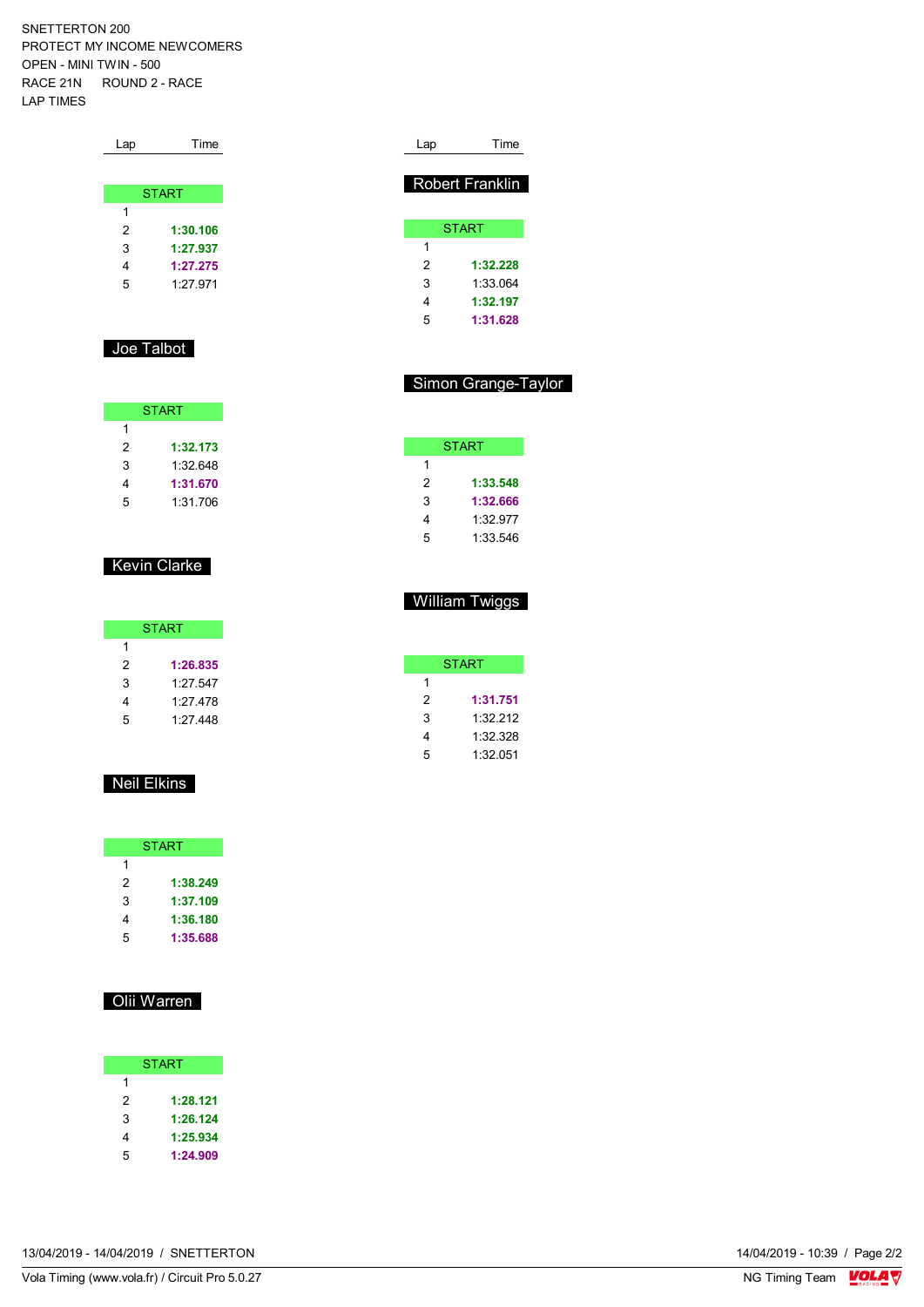SNETTERTON 200
PROTECT MY INCOME NEWCOMERS
OPEN - MINI TWIN - 500
RACE 21N     ROUND 2 - RACE
LAP TIMES

| Lap | Time |
|---|---|
| START | |
| 1 | |
| 2 | **1:30.106** |
| 3 | **1:27.937** |
| 4 | **1:27.275** |
| 5 | 1:27.971 |

## Joe Talbot

| Lap | Time |
|---|---|
| START | |
| 1 | |
| 2 | **1:32.173** |
| 3 | 1:32.648 |
| 4 | **1:31.670** |
| 5 | 1:31.706 |

## Kevin Clarke

| Lap | Time |
|---|---|
| START | |
| 1 | |
| 2 | **1:26.835** |
| 3 | 1:27.547 |
| 4 | 1:27.478 |
| 5 | 1:27.448 |

## Neil Elkins

| Lap | Time |
|---|---|
| START | |
| 1 | |
| 2 | **1:38.249** |
| 3 | **1:37.109** |
| 4 | **1:36.180** |
| 5 | **1:35.688** |

## Olii Warren

| Lap | Time |
|---|---|
| START | |
| 1 | |
| 2 | **1:28.121** |
| 3 | **1:26.124** |
| 4 | **1:25.934** |
| 5 | **1:24.909** |

## Robert Franklin

| Lap | Time |
|---|---|
| START | |
| 1 | |
| 2 | **1:32.228** |
| 3 | 1:33.064 |
| 4 | **1:32.197** |
| 5 | **1:31.628** |

## Simon Grange-Taylor

| Lap | Time |
|---|---|
| START | |
| 1 | |
| 2 | **1:33.548** |
| 3 | **1:32.666** |
| 4 | 1:32.977 |
| 5 | 1:33.546 |

## William Twiggs

| Lap | Time |
|---|---|
| START | |
| 1 | |
| 2 | **1:31.751** |
| 3 | 1:32.212 |
| 4 | 1:32.328 |
| 5 | 1:32.051 |

13/04/2019 - 14/04/2019 / SNETTERTON    14/04/2019 - 10:39

Vola Timing (www.vola.fr) / Circuit Pro 5.0.27    NG Timing Team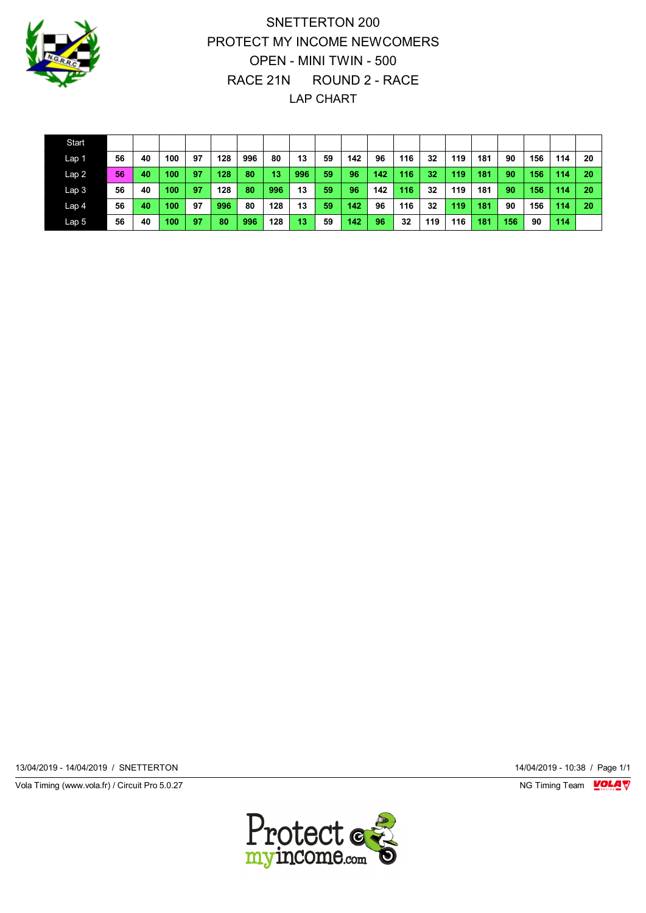# SNETTERTON 200
# PROTECT MY INCOME NEWCOMERS
# OPEN - MINI TWIN - 500
# RACE 21N ROUND 2 - RACE
# LAP CHART

| Start | | | | | | | | | | | | | | | | | | | |
|---|---|---|---|---|---|---|---|---|---|---|---|---|---|---|---|---|---|---|---|
| Lap 1 | 56 | 40 | 100 | 97 | 128 | 996 | 80 | 13 | 59 | 142 | 96 | 116 | 32 | 119 | 181 | 90 | 156 | 114 | 20 |
| Lap 2 | 56 | 40 | 100 | 97 | 128 | 80 | 13 | 996 | 59 | 96 | 142 | 116 | 32 | 119 | 181 | 90 | 156 | 114 | 20 |
| Lap 3 | 56 | 40 | 100 | 97 | 128 | 80 | 996 | 13 | 59 | 96 | 142 | 116 | 32 | 119 | 181 | 90 | 156 | 114 | 20 |
| Lap 4 | 56 | 40 | 100 | 97 | 996 | 80 | 128 | 13 | 59 | 142 | 96 | 116 | 32 | 119 | 181 | 90 | 156 | 114 | 20 |
| Lap 5 | 56 | 40 | 100 | 97 | 80 | 996 | 128 | 13 | 59 | 142 | 96 | 32 | 119 | 116 | 181 | 156 | 90 | 114 | |

13/04/2019 - 14/04/2019 / SNETTERTON

14/04/2019 - 10:38

Vola Timing (www.vola.fr) / Circuit Pro 5.0.27

NG Timing Team